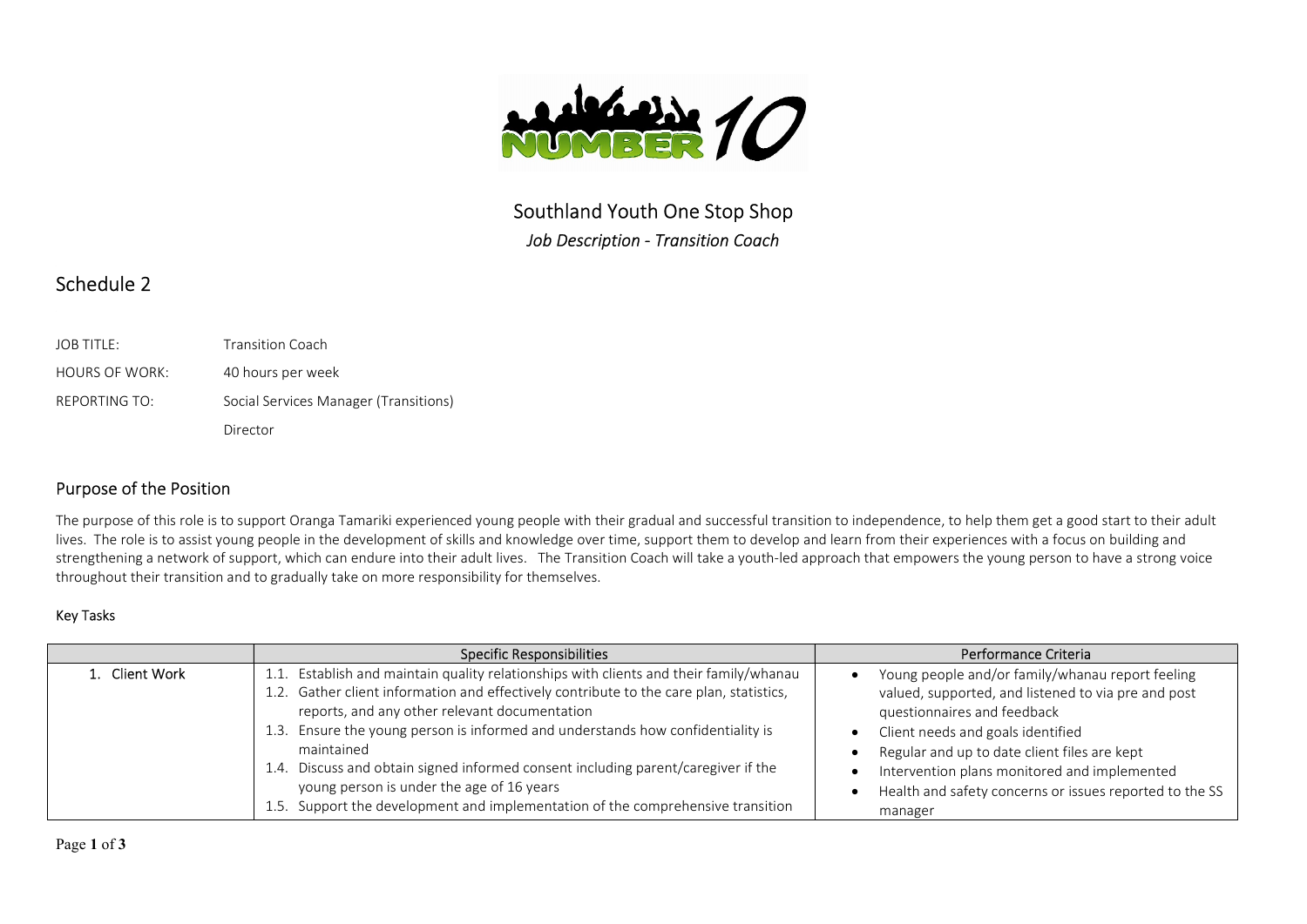Southland Youth One Stop Shop

*Job Description - Transition Coach*

# Schedule 2

| | |
|---|---|
| JOB TITLE: | Transition Coach |
| HOURS OF WORK: | 40 hours per week |
| REPORTING TO: | Social Services Manager (Transitions) |
| | Director |

## Purpose of the Position

The purpose of this role is to support Oranga Tamariki experienced young people with their gradual and successful transition to independence, to help them get a good start to their adult lives. The role is to assist young people in the development of skills and knowledge over time, support them to develop and learn from their experiences with a focus on building and strengthening a network of support, which can endure into their adult lives. The Transition Coach will take a youth-led approach that empowers the young person to have a strong voice throughout their transition and to gradually take on more responsibility for themselves.

### Key Tasks

| | Specific Responsibilities | Performance Criteria |
|---|---|---|
| 1. Client Work | 1.1. Establish and maintain quality relationships with clients and their family/whanau<br>1.2. Gather client information and effectively contribute to the care plan, statistics, reports, and any other relevant documentation<br>1.3. Ensure the young person is informed and understands how confidentiality is maintained<br>1.4. Discuss and obtain signed informed consent including parent/caregiver if the young person is under the age of 16 years<br>1.5. Support the development and implementation of the comprehensive transition | • Young people and/or family/whanau report feeling valued, supported, and listened to via pre and post questionnaires and feedback<br>• Client needs and goals identified<br>• Regular and up to date client files are kept<br>• Intervention plans monitored and implemented<br>• Health and safety concerns or issues reported to the SS manager |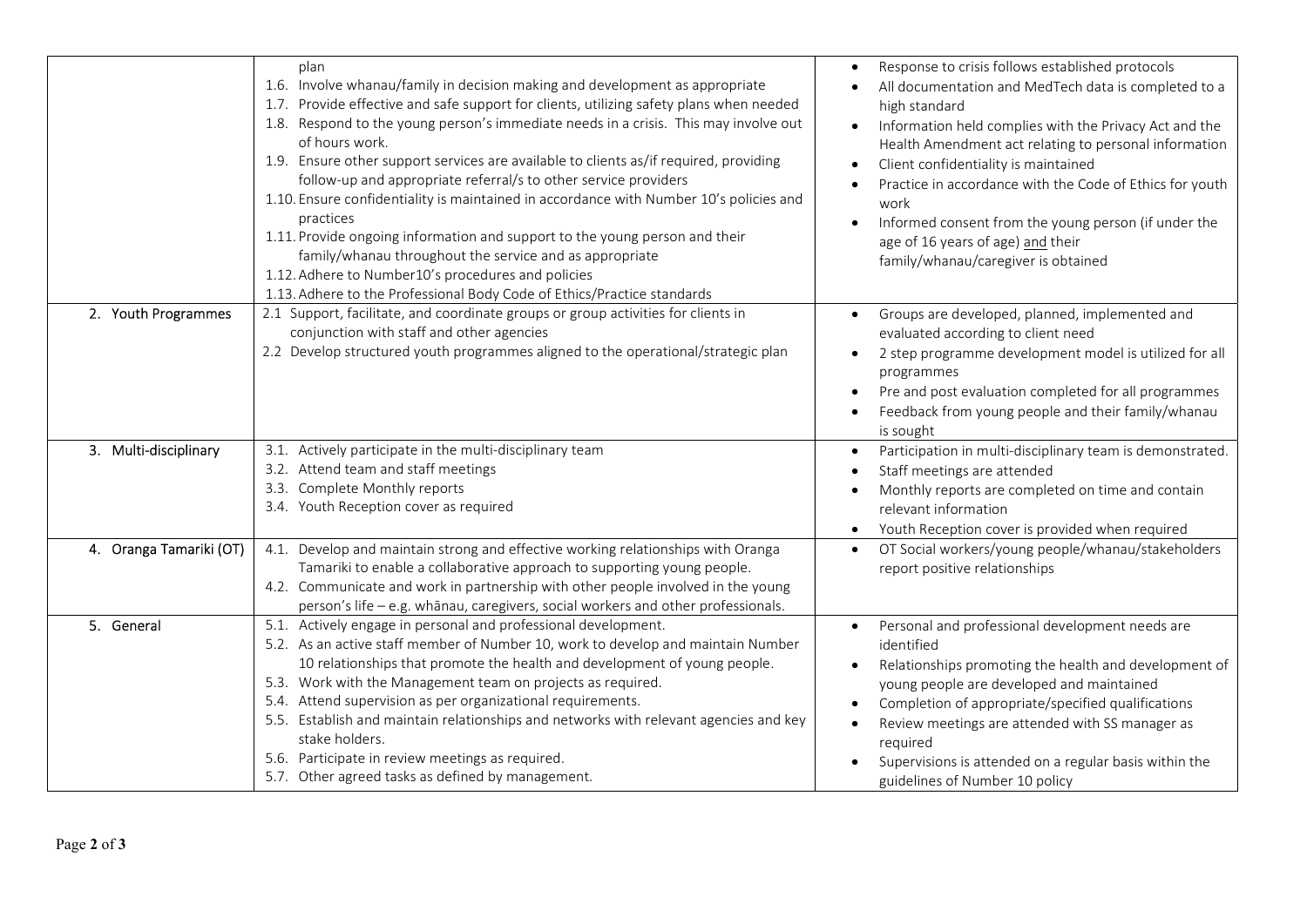| | | |
|---|---|---|
| | plan<br>1.6. Involve whanau/family in decision making and development as appropriate<br>1.7. Provide effective and safe support for clients, utilizing safety plans when needed<br>1.8. Respond to the young person's immediate needs in a crisis. This may involve out of hours work.<br>1.9. Ensure other support services are available to clients as/if required, providing follow-up and appropriate referral/s to other service providers<br>1.10. Ensure confidentiality is maintained in accordance with Number 10's policies and practices<br>1.11. Provide ongoing information and support to the young person and their family/whanau throughout the service and as appropriate<br>1.12. Adhere to Number10's procedures and policies<br>1.13. Adhere to the Professional Body Code of Ethics/Practice standards | • Response to crisis follows established protocols<br>• All documentation and MedTech data is completed to a high standard<br>• Information held complies with the Privacy Act and the Health Amendment act relating to personal information<br>• Client confidentiality is maintained<br>• Practice in accordance with the Code of Ethics for youth work<br>• Informed consent from the young person (if under the age of 16 years of age) and their family/whanau/caregiver is obtained |
| 2. Youth Programmes | 2.1 Support, facilitate, and coordinate groups or group activities for clients in conjunction with staff and other agencies<br>2.2 Develop structured youth programmes aligned to the operational/strategic plan | • Groups are developed, planned, implemented and evaluated according to client need<br>• 2 step programme development model is utilized for all programmes<br>• Pre and post evaluation completed for all programmes<br>• Feedback from young people and their family/whanau is sought |
| 3. Multi-disciplinary | 3.1. Actively participate in the multi-disciplinary team<br>3.2. Attend team and staff meetings<br>3.3. Complete Monthly reports<br>3.4. Youth Reception cover as required | • Participation in multi-disciplinary team is demonstrated.<br>• Staff meetings are attended<br>• Monthly reports are completed on time and contain relevant information<br>• Youth Reception cover is provided when required |
| 4. Oranga Tamariki (OT) | 4.1. Develop and maintain strong and effective working relationships with Oranga Tamariki to enable a collaborative approach to supporting young people.<br>4.2. Communicate and work in partnership with other people involved in the young person's life – e.g. whānau, caregivers, social workers and other professionals. | • OT Social workers/young people/whanau/stakeholders report positive relationships |
| 5. General | 5.1. Actively engage in personal and professional development.<br>5.2. As an active staff member of Number 10, work to develop and maintain Number 10 relationships that promote the health and development of young people.<br>5.3. Work with the Management team on projects as required.<br>5.4. Attend supervision as per organizational requirements.<br>5.5. Establish and maintain relationships and networks with relevant agencies and key stake holders.<br>5.6. Participate in review meetings as required.<br>5.7. Other agreed tasks as defined by management. | • Personal and professional development needs are identified<br>• Relationships promoting the health and development of young people are developed and maintained<br>• Completion of appropriate/specified qualifications<br>• Review meetings are attended with SS manager as required<br>• Supervisions is attended on a regular basis within the guidelines of Number 10 policy |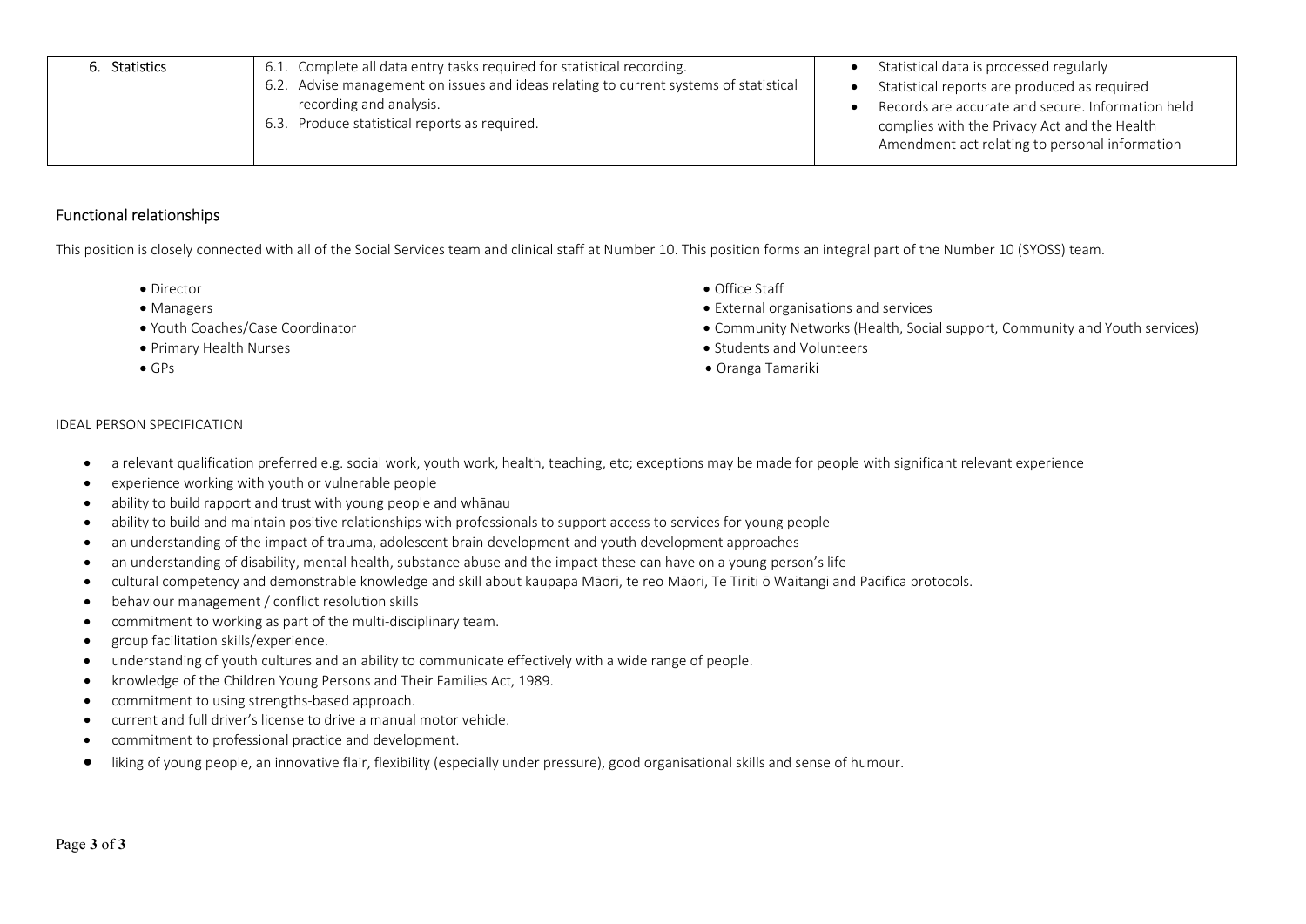| | | |
|---|---|---|
| 6. Statistics | 6.1. Complete all data entry tasks required for statistical recording.<br>6.2. Advise management on issues and ideas relating to current systems of statistical recording and analysis.<br>6.3. Produce statistical reports as required. | • Statistical data is processed regularly<br>• Statistical reports are produced as required<br>• Records are accurate and secure. Information held complies with the Privacy Act and the Health Amendment act relating to personal information |

## Functional relationships

This position is closely connected with all of the Social Services team and clinical staff at Number 10. This position forms an integral part of the Number 10 (SYOSS) team.

- Director
- Managers
- Youth Coaches/Case Coordinator
- Primary Health Nurses
- GPs
- Office Staff
- External organisations and services
- Community Networks (Health, Social support, Community and Youth services)
- Students and Volunteers
- Oranga Tamariki

IDEAL PERSON SPECIFICATION

- a relevant qualification preferred e.g. social work, youth work, health, teaching, etc; exceptions may be made for people with significant relevant experience
- experience working with youth or vulnerable people
- ability to build rapport and trust with young people and whānau
- ability to build and maintain positive relationships with professionals to support access to services for young people
- an understanding of the impact of trauma, adolescent brain development and youth development approaches
- an understanding of disability, mental health, substance abuse and the impact these can have on a young person's life
- cultural competency and demonstrable knowledge and skill about kaupapa Māori, te reo Māori, Te Tiriti ō Waitangi and Pacifica protocols.
- behaviour management / conflict resolution skills
- commitment to working as part of the multi-disciplinary team.
- group facilitation skills/experience.
- understanding of youth cultures and an ability to communicate effectively with a wide range of people.
- knowledge of the Children Young Persons and Their Families Act, 1989.
- commitment to using strengths-based approach.
- current and full driver's license to drive a manual motor vehicle.
- commitment to professional practice and development.
- liking of young people, an innovative flair, flexibility (especially under pressure), good organisational skills and sense of humour.